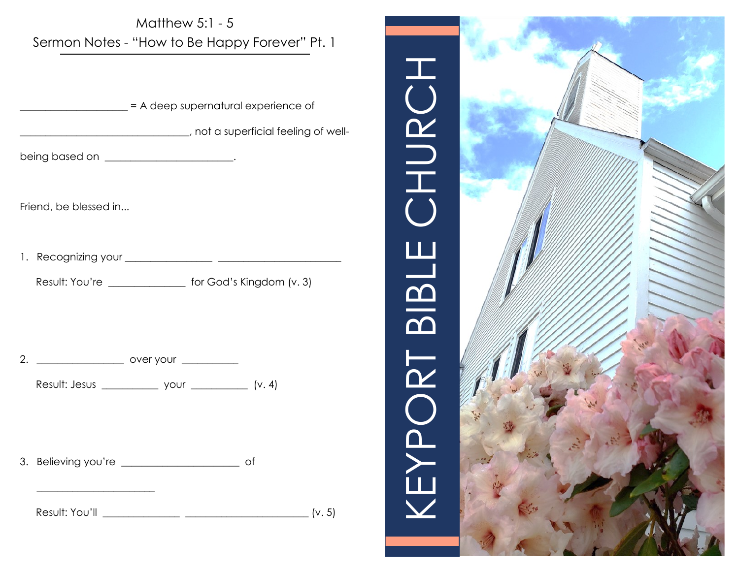Matthew 5:1 - 5

Sermon Notes - "How to Be Happy Forever" Pt. 1

___________________ = A deep supernatural experience of ______________________________, not a superficial feeling of well-being based on ______________________.

Friend, be blessed in...

1. Recognizing your _______________ _____________________

   Result: You're _____________ for God's Kingdom (v. 3)

2. _______________ over your __________

   Result: Jesus __________ your __________ (v. 4)

3. Believing you're _____________________ of _____________________

   Result: You'll _____________ _____________________ (v. 5)

KEYPORT BIBLE CHURCH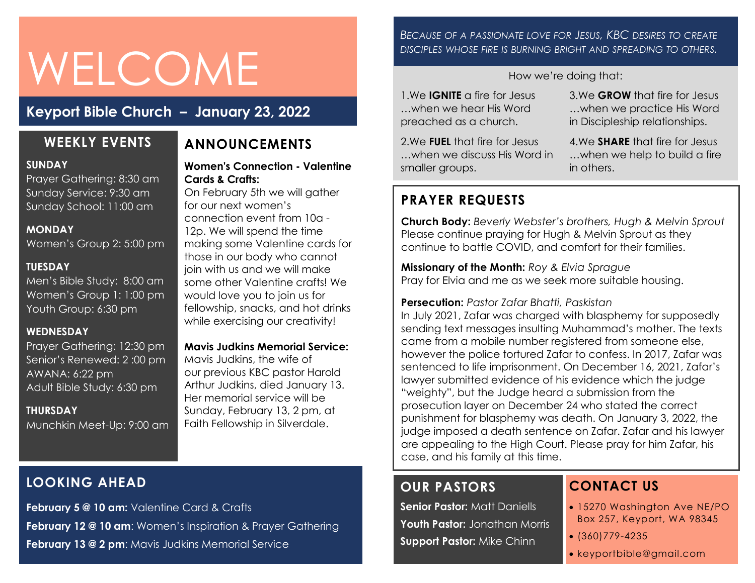# WELCOME

## Keyport Bible Church – January 23, 2022

### WEEKLY EVENTS

**SUNDAY**
Prayer Gathering: 8:30 am
Sunday Service: 9:30 am
Sunday School: 11:00 am

**MONDAY**
Women's Group 2: 5:00 pm

**TUESDAY**
Men's Bible Study: 8:00 am
Women's Group 1: 1:00 pm
Youth Group: 6:30 pm

**WEDNESDAY**
Prayer Gathering: 12:30 pm
Senior's Renewed: 2 :00 pm
AWANA: 6:22 pm
Adult Bible Study: 6:30 pm

**THURSDAY**
Munchkin Meet-Up: 9:00 am

### ANNOUNCEMENTS

**Women's Connection - Valentine Cards & Crafts:**
On February 5th we will gather for our next women's connection event from 10a - 12p. We will spend the time making some Valentine cards for those in our body who cannot join with us and we will make some other Valentine crafts! We would love you to join us for fellowship, snacks, and hot drinks while exercising our creativity!

**Mavis Judkins Memorial Service:**
Mavis Judkins, the wife of our previous KBC pastor Harold Arthur Judkins, died January 13. Her memorial service will be Sunday, February 13, 2 pm, at Faith Fellowship in Silverdale.

### LOOKING AHEAD

**February 5 @ 10 am:** Valentine Card & Crafts
**February 12 @ 10 am**: Women's Inspiration & Prayer Gathering
**February 13 @ 2 pm**: Mavis Judkins Memorial Service

*BECAUSE OF A PASSIONATE LOVE FOR JESUS, KBC DESIRES TO CREATE DISCIPLES WHOSE FIRE IS BURNING BRIGHT AND SPREADING TO OTHERS.*

How we're doing that:

1. We **IGNITE** a fire for Jesus …when we hear His Word preached as a church.
2. We **FUEL** that fire for Jesus …when we discuss His Word in smaller groups.
3. We **GROW** that fire for Jesus …when we practice His Word in Discipleship relationships.
4. We **SHARE** that fire for Jesus …when we help to build a fire in others.

### PRAYER REQUESTS

**Church Body:** *Beverly Webster's brothers, Hugh & Melvin Sprout*
Please continue praying for Hugh & Melvin Sprout as they continue to battle COVID, and comfort for their families.

**Missionary of the Month:** *Roy & Elvia Sprague*
Pray for Elvia and me as we seek more suitable housing.

**Persecution:** *Pastor Zafar Bhatti, Paskistan*
In July 2021, Zafar was charged with blasphemy for supposedly sending text messages insulting Muhammad's mother. The texts came from a mobile number registered from someone else, however the police tortured Zafar to confess. In 2017, Zafar was sentenced to life imprisonment. On December 16, 2021, Zafar's lawyer submitted evidence of his evidence which the judge "weighty", but the Judge heard a submission from the prosecution layer on December 24 who stated the correct punishment for blasphemy was death. On January 3, 2022, the judge imposed a death sentence on Zafar. Zafar and his lawyer are appealing to the High Court. Please pray for him Zafar, his case, and his family at this time.

### OUR PASTORS

**Senior Pastor:** Matt Daniells
**Youth Pastor:** Jonathan Morris
**Support Pastor:** Mike Chinn

### CONTACT US

- 15270 Washington Ave NE/PO Box 257, Keyport, WA 98345
- (360)779-4235
- keyportbible@gmail.com